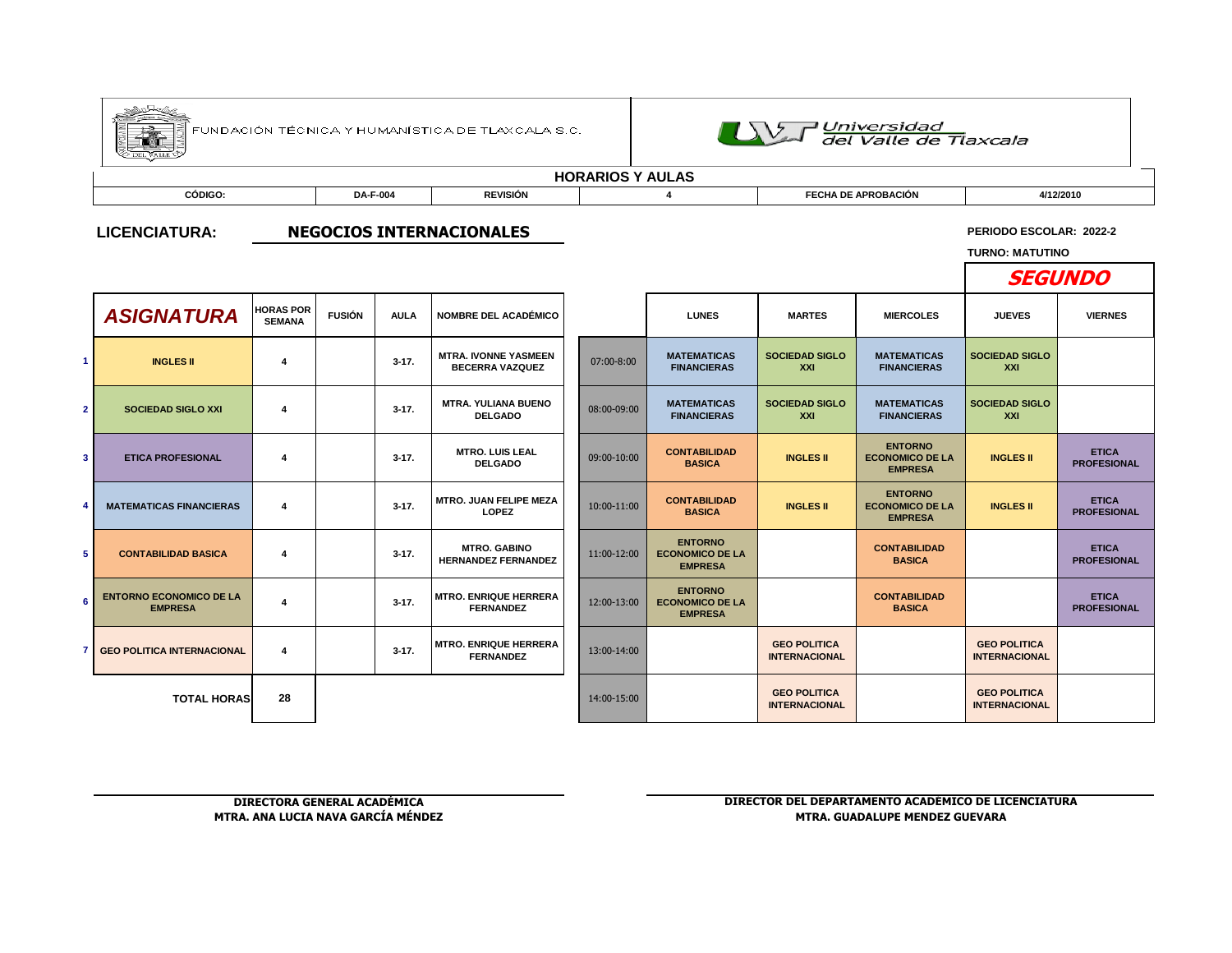FUNDACIÓN TÉCNICA Y HUMANÍSTICA DE TLAXCALA S.C.

Universidad del Valle de Tlaxcala

## HORARIOS Y AULAS

| CÓDIGO: | DA-F-004 | REVISIÓN | 4 | FECHA DE APROBACIÓN | 4/12/2010 |
|---|---|---|---|---|---|

**LICENCIATURA:** **NEGOCIOS INTERNACIONALES**

**PERIODO ESCOLAR: 2022-2**

**TURNO: MATUTINO**

***SEGUNDO***

| | ASIGNATURA | HORAS POR SEMANA | FUSIÓN | AULA | NOMBRE DEL ACADÉMICO |
|---|---|---|---|---|---|
| 1 | INGLES II | 4 | | 3-17. | MTRA. IVONNE YASMEEN BECERRA VAZQUEZ |
| 2 | SOCIEDAD SIGLO XXI | 4 | | 3-17. | MTRA. YULIANA BUENO DELGADO |
| 3 | ETICA PROFESIONAL | 4 | | 3-17. | MTRO. LUIS LEAL DELGADO |
| 4 | MATEMATICAS FINANCIERAS | 4 | | 3-17. | MTRO. JUAN FELIPE MEZA LOPEZ |
| 5 | CONTABILIDAD BASICA | 4 | | 3-17. | MTRO. GABINO HERNANDEZ FERNANDEZ |
| 6 | ENTORNO ECONOMICO DE LA EMPRESA | 4 | | 3-17. | MTRO. ENRIQUE HERRERA FERNANDEZ |
| 7 | GEO POLITICA INTERNACIONAL | 4 | | 3-17. | MTRO. ENRIQUE HERRERA FERNANDEZ |
| | TOTAL HORAS | 28 | | | |

| | LUNES | MARTES | MIERCOLES | JUEVES | VIERNES |
|---|---|---|---|---|---|
| 07:00-8:00 | MATEMATICAS FINANCIERAS | SOCIEDAD SIGLO XXI | MATEMATICAS FINANCIERAS | SOCIEDAD SIGLO XXI | |
| 08:00-09:00 | MATEMATICAS FINANCIERAS | SOCIEDAD SIGLO XXI | MATEMATICAS FINANCIERAS | SOCIEDAD SIGLO XXI | |
| 09:00-10:00 | CONTABILIDAD BASICA | INGLES II | ENTORNO ECONOMICO DE LA EMPRESA | INGLES II | ETICA PROFESIONAL |
| 10:00-11:00 | CONTABILIDAD BASICA | INGLES II | ENTORNO ECONOMICO DE LA EMPRESA | INGLES II | ETICA PROFESIONAL |
| 11:00-12:00 | ENTORNO ECONOMICO DE LA EMPRESA | | CONTABILIDAD BASICA | | ETICA PROFESIONAL |
| 12:00-13:00 | ENTORNO ECONOMICO DE LA EMPRESA | | CONTABILIDAD BASICA | | ETICA PROFESIONAL |
| 13:00-14:00 | | GEO POLITICA INTERNACIONAL | | GEO POLITICA INTERNACIONAL | |
| 14:00-15:00 | | GEO POLITICA INTERNACIONAL | | GEO POLITICA INTERNACIONAL | |

**DIRECTORA GENERAL ACADÉMICA**
**MTRA. ANA LUCIA NAVA GARCÍA MÉNDEZ**

**DIRECTOR DEL DEPARTAMENTO ACADÉMICO DE LICENCIATURA**
**MTRA. GUADALUPE MENDEZ GUEVARA**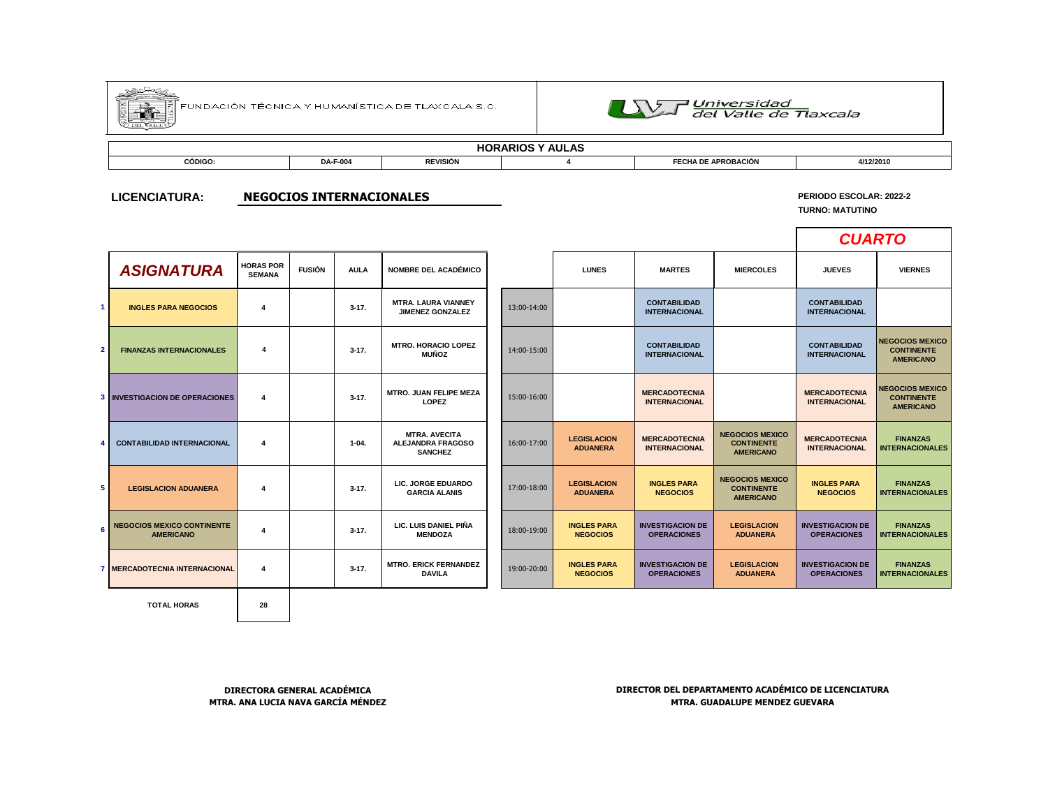FUNDACIÓN TÉCNICA Y HUMANÍSTICA DE TLAXCALA S.C.

Universidad del Valle de Tlaxcala

| HORARIOS Y AULAS | | | | | |
|---|---|---|---|---|---|
| CÓDIGO: | DA-F-004 | REVISIÓN | 4 | FECHA DE APROBACIÓN | 4/12/2010 |

**LICENCIATURA:** **NEGOCIOS INTERNACIONALES**

**PERIODO ESCOLAR: 2022-2**
**TURNO: MATUTINO**

## CUARTO

| | ASIGNATURA | HORAS POR SEMANA | FUSIÓN | AULA | NOMBRE DEL ACADÉMICO |
|---|---|---|---|---|---|
| 1 | INGLES PARA NEGOCIOS | 4 | | 3-17. | MTRA. LAURA VIANNEY JIMENEZ GONZALEZ |
| 2 | FINANZAS INTERNACIONALES | 4 | | 3-17. | MTRO. HORACIO LOPEZ MUÑOZ |
| 3 | INVESTIGACION DE OPERACIONES | 4 | | 3-17. | MTRO. JUAN FELIPE MEZA LOPEZ |
| 4 | CONTABILIDAD INTERNACIONAL | 4 | | 1-04. | MTRA. AVECITA ALEJANDRA FRAGOSO SANCHEZ |
| 5 | LEGISLACION ADUANERA | 4 | | 3-17. | LIC. JORGE EDUARDO GARCIA ALANIS |
| 6 | NEGOCIOS MEXICO CONTINENTE AMERICANO | 4 | | 3-17. | LIC. LUIS DANIEL PIÑA MENDOZA |
| 7 | MERCADOTECNIA INTERNACIONAL | 4 | | 3-17. | MTRO. ERICK FERNANDEZ DAVILA |
| | TOTAL HORAS | 28 | | | |

| | LUNES | MARTES | MIERCOLES | JUEVES | VIERNES |
|---|---|---|---|---|---|
| 13:00-14:00 | | CONTABILIDAD INTERNACIONAL | | CONTABILIDAD INTERNACIONAL | |
| 14:00-15:00 | | CONTABILIDAD INTERNACIONAL | | CONTABILIDAD INTERNACIONAL | NEGOCIOS MEXICO CONTINENTE AMERICANO |
| 15:00-16:00 | | MERCADOTECNIA INTERNACIONAL | | MERCADOTECNIA INTERNACIONAL | NEGOCIOS MEXICO CONTINENTE AMERICANO |
| 16:00-17:00 | LEGISLACION ADUANERA | MERCADOTECNIA INTERNACIONAL | NEGOCIOS MEXICO CONTINENTE AMERICANO | MERCADOTECNIA INTERNACIONAL | FINANZAS INTERNACIONALES |
| 17:00-18:00 | LEGISLACION ADUANERA | INGLES PARA NEGOCIOS | NEGOCIOS MEXICO CONTINENTE AMERICANO | INGLES PARA NEGOCIOS | FINANZAS INTERNACIONALES |
| 18:00-19:00 | INGLES PARA NEGOCIOS | INVESTIGACION DE OPERACIONES | LEGISLACION ADUANERA | INVESTIGACION DE OPERACIONES | FINANZAS INTERNACIONALES |
| 19:00-20:00 | INGLES PARA NEGOCIOS | INVESTIGACION DE OPERACIONES | LEGISLACION ADUANERA | INVESTIGACION DE OPERACIONES | FINANZAS INTERNACIONALES |

**DIRECTORA GENERAL ACADÉMICA**
**MTRA. ANA LUCIA NAVA GARCÍA MÉNDEZ**

**DIRECTOR DEL DEPARTAMENTO ACADÉMICO DE LICENCIATURA**
**MTRA. GUADALUPE MENDEZ GUEVARA**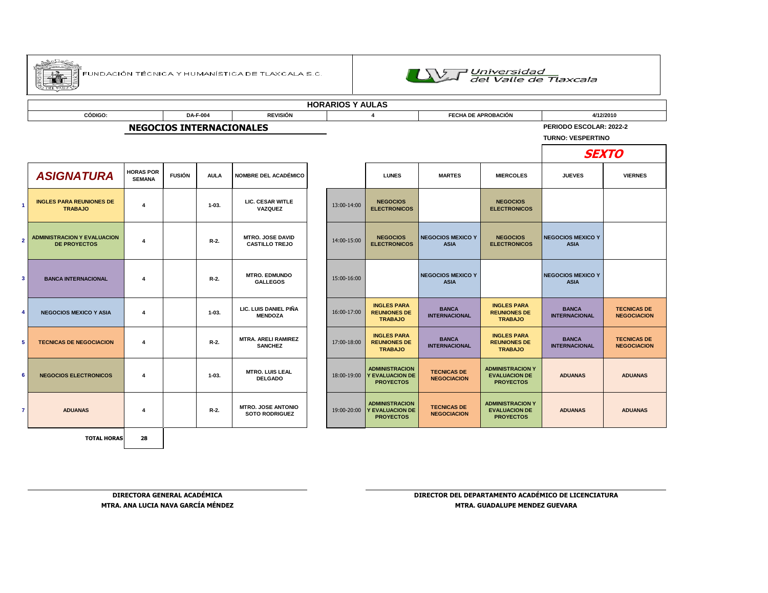FUNDACIÓN TÉCNICA Y HUMANÍSTICA DE TLAXCALA S.C.

Universidad del Valle de Tlaxcala

## HORARIOS Y AULAS

| CÓDIGO: | DA-F-004 | REVISIÓN | 4 | FECHA DE APROBACIÓN | 4/12/2010 |
|---|---|---|---|---|---|

## NEGOCIOS INTERNACIONALES

PERIODO ESCOLAR: 2022-2

TURNO: VESPERTINO

**SEXTO**

| | ASIGNATURA | HORAS POR SEMANA | FUSIÓN | AULA | NOMBRE DEL ACADÉMICO |
|---|---|---|---|---|---|
| 1 | INGLES PARA REUNIONES DE TRABAJO | 4 | | 1-03. | LIC. CESAR WITLE VAZQUEZ |
| 2 | ADMINISTRACION Y EVALUACION DE PROYECTOS | 4 | | R-2. | MTRO. JOSE DAVID CASTILLO TREJO |
| 3 | BANCA INTERNACIONAL | 4 | | R-2. | MTRO. EDMUNDO GALLEGOS |
| 4 | NEGOCIOS MEXICO Y ASIA | 4 | | 1-03. | LIC. LUIS DANIEL PIÑA MENDOZA |
| 5 | TECNICAS DE NEGOCIACION | 4 | | R-2. | MTRA. ARELI RAMIREZ SANCHEZ |
| 6 | NEGOCIOS ELECTRONICOS | 4 | | 1-03. | MTRO. LUIS LEAL DELGADO |
| 7 | ADUANAS | 4 | | R-2. | MTRO. JOSE ANTONIO SOTO RODRIGUEZ |
| | TOTAL HORAS | 28 | | | |

| | LUNES | MARTES | MIERCOLES | JUEVES | VIERNES |
|---|---|---|---|---|---|
| 13:00-14:00 | NEGOCIOS ELECTRONICOS | | NEGOCIOS ELECTRONICOS | | |
| 14:00-15:00 | NEGOCIOS ELECTRONICOS | NEGOCIOS MEXICO Y ASIA | NEGOCIOS ELECTRONICOS | NEGOCIOS MEXICO Y ASIA | |
| 15:00-16:00 | | NEGOCIOS MEXICO Y ASIA | | NEGOCIOS MEXICO Y ASIA | |
| 16:00-17:00 | INGLES PARA REUNIONES DE TRABAJO | BANCA INTERNACIONAL | INGLES PARA REUNIONES DE TRABAJO | BANCA INTERNACIONAL | TECNICAS DE NEGOCIACION |
| 17:00-18:00 | INGLES PARA REUNIONES DE TRABAJO | BANCA INTERNACIONAL | INGLES PARA REUNIONES DE TRABAJO | BANCA INTERNACIONAL | TECNICAS DE NEGOCIACION |
| 18:00-19:00 | ADMINISTRACION Y EVALUACION DE PROYECTOS | TECNICAS DE NEGOCIACION | ADMINISTRACION Y EVALUACION DE PROYECTOS | ADUANAS | ADUANAS |
| 19:00-20:00 | ADMINISTRACION Y EVALUACION DE PROYECTOS | TECNICAS DE NEGOCIACION | ADMINISTRACION Y EVALUACION DE PROYECTOS | ADUANAS | ADUANAS |

**DIRECTORA GENERAL ACADÉMICA**
**MTRA. ANA LUCIA NAVA GARCÍA MÉNDEZ**

**DIRECTOR DEL DEPARTAMENTO ACADÉMICO DE LICENCIATURA**
**MTRA. GUADALUPE MENDEZ GUEVARA**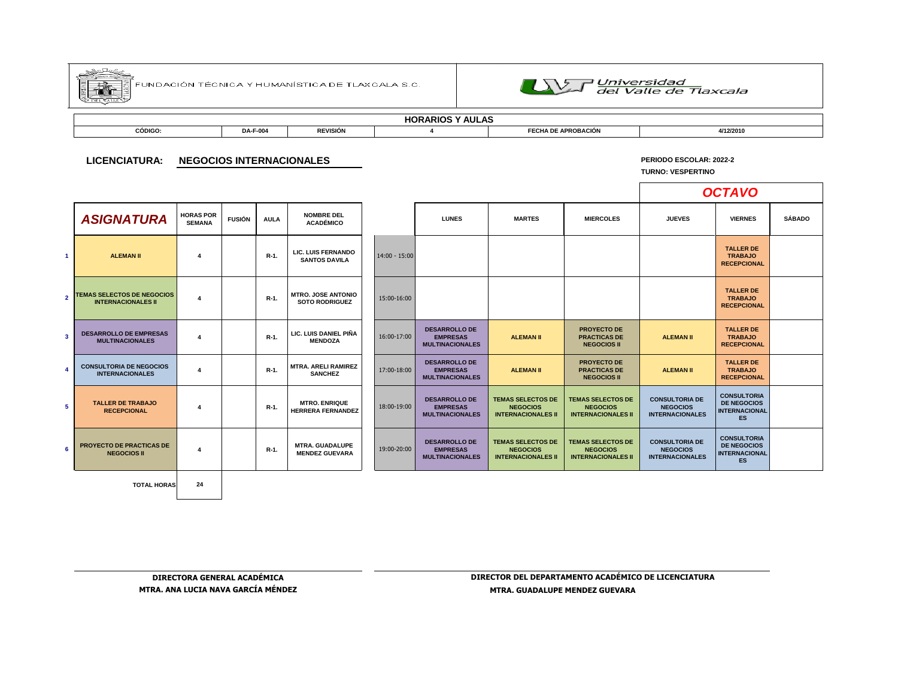FUNDACIÓN TÉCNICA Y HUMANÍSTICA DE TLAXCALA S.C.

Universidad del Valle de Tlaxcala

| HORARIOS Y AULAS | | | | | |
|---|---|---|---|---|---|
| CÓDIGO: | DA-F-004 | REVISIÓN | 4 | FECHA DE APROBACIÓN | 4/12/2010 |

**LICENCIATURA: NEGOCIOS INTERNACIONALES**

**PERIODO ESCOLAR: 2022-2**

**TURNO: VESPERTINO**

***OCTAVO***

| | ASIGNATURA | HORAS POR SEMANA | FUSIÓN | AULA | NOMBRE DEL ACADÉMICO |
|---|---|---|---|---|---|
| 1 | ALEMAN II | 4 | | R-1. | LIC. LUIS FERNANDO SANTOS DAVILA |
| 2 | TEMAS SELECTOS DE NEGOCIOS INTERNACIONALES II | 4 | | R-1. | MTRO. JOSE ANTONIO SOTO RODRIGUEZ |
| 3 | DESARROLLO DE EMPRESAS MULTINACIONALES | 4 | | R-1. | LIC. LUIS DANIEL PIÑA MENDOZA |
| 4 | CONSULTORIA DE NEGOCIOS INTERNACIONALES | 4 | | R-1. | MTRA. ARELI RAMIREZ SANCHEZ |
| 5 | TALLER DE TRABAJO RECEPCIONAL | 4 | | R-1. | MTRO. ENRIQUE HERRERA FERNANDEZ |
| 6 | PROYECTO DE PRACTICAS DE NEGOCIOS II | 4 | | R-1. | MTRA. GUADALUPE MENDEZ GUEVARA |
| | TOTAL HORAS | 24 | | | |

| | LUNES | MARTES | MIERCOLES | JUEVES | VIERNES | SÁBADO |
|---|---|---|---|---|---|---|
| 14:00 - 15:00 | | | | | TALLER DE TRABAJO RECEPCIONAL | |
| 15:00-16:00 | | | | | TALLER DE TRABAJO RECEPCIONAL | |
| 16:00-17:00 | DESARROLLO DE EMPRESAS MULTINACIONALES | ALEMAN II | PROYECTO DE PRACTICAS DE NEGOCIOS II | ALEMAN II | TALLER DE TRABAJO RECEPCIONAL | |
| 17:00-18:00 | DESARROLLO DE EMPRESAS MULTINACIONALES | ALEMAN II | PROYECTO DE PRACTICAS DE NEGOCIOS II | ALEMAN II | TALLER DE TRABAJO RECEPCIONAL | |
| 18:00-19:00 | DESARROLLO DE EMPRESAS MULTINACIONALES | TEMAS SELECTOS DE NEGOCIOS INTERNACIONALES II | TEMAS SELECTOS DE NEGOCIOS INTERNACIONALES II | CONSULTORIA DE NEGOCIOS INTERNACIONALES | CONSULTORIA DE NEGOCIOS INTERNACIONALES | |
| 19:00-20:00 | DESARROLLO DE EMPRESAS MULTINACIONALES | TEMAS SELECTOS DE NEGOCIOS INTERNACIONALES II | TEMAS SELECTOS DE NEGOCIOS INTERNACIONALES II | CONSULTORIA DE NEGOCIOS INTERNACIONALES | CONSULTORIA DE NEGOCIOS INTERNACIONALES | |

**DIRECTORA GENERAL ACADÉMICA**
**MTRA. ANA LUCIA NAVA GARCÍA MÉNDEZ**

**DIRECTOR DEL DEPARTAMENTO ACADÉMICO DE LICENCIATURA**
**MTRA. GUADALUPE MENDEZ GUEVARA**